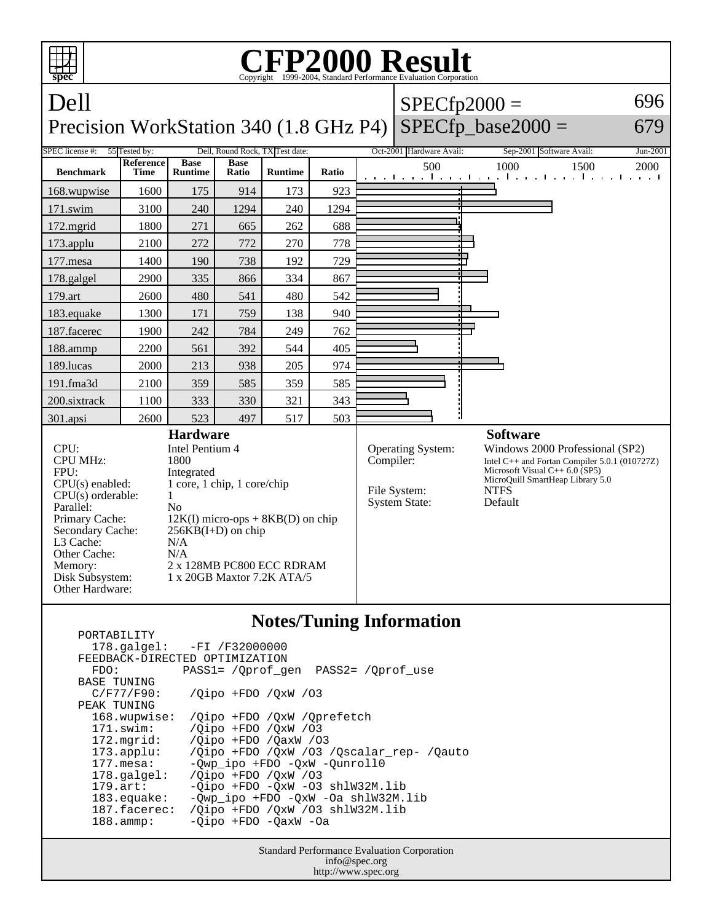# CFP2000 Result

Copyright 1999-2004, Standard Performance Evaluation Corporation

## Dell
## Precision WorkStation 340 (1.8 GHz P4)

SPECfp2000 = 696
SPECfp_base2000 = 679

| SPEC license #: | 55 | Tested by: | Dell, Round Rock, TX | Test date: | Oct-2001 | Hardware Avail: | Sep-2001 | Software Avail: | Jun-2001 |
|---|---|---|---|---|---|---|---|---|---|

| Benchmark | Reference Time | Base Runtime | Base Ratio | Runtime | Ratio |
|---|---|---|---|---|---|
| 168.wupwise | 1600 | 175 | 914 | 173 | 923 |
| 171.swim | 3100 | 240 | 1294 | 240 | 1294 |
| 172.mgrid | 1800 | 271 | 665 | 262 | 688 |
| 173.applu | 2100 | 272 | 772 | 270 | 778 |
| 177.mesa | 1400 | 190 | 738 | 192 | 729 |
| 178.galgel | 2900 | 335 | 866 | 334 | 867 |
| 179.art | 2600 | 480 | 541 | 480 | 542 |
| 183.equake | 1300 | 171 | 759 | 138 | 940 |
| 187.facerec | 1900 | 242 | 784 | 249 | 762 |
| 188.ammp | 2200 | 561 | 392 | 544 | 405 |
| 189.lucas | 2000 | 213 | 938 | 205 | 974 |
| 191.fma3d | 2100 | 359 | 585 | 359 | 585 |
| 200.sixtrack | 1100 | 333 | 330 | 321 | 343 |
| 301.apsi | 2600 | 523 | 497 | 517 | 503 |

### Hardware

| | |
|---|---|
| CPU: | Intel Pentium 4 |
| CPU MHz: | 1800 |
| FPU: | Integrated |
| CPU(s) enabled: | 1 core, 1 chip, 1 core/chip |
| CPU(s) orderable: | 1 |
| Parallel: | No |
| Primary Cache: | 12K(I) micro-ops + 8KB(D) on chip |
| Secondary Cache: | 256KB(I+D) on chip |
| L3 Cache: | N/A |
| Other Cache: | N/A |
| Memory: | 2 x 128MB PC800 ECC RDRAM |
| Disk Subsystem: | 1 x 20GB Maxtor 7.2K ATA/5 |
| Other Hardware: | |

### Software

| | |
|---|---|
| Operating System: | Windows 2000 Professional (SP2) |
| Compiler: | Intel C++ and Fortan Compiler 5.0.1 (010727Z) Microsoft Visual C++ 6.0 (SP5) MicroQuill SmartHeap Library 5.0 |
| File System: | NTFS |
| System State: | Default |

### Notes/Tuning Information

```
PORTABILITY
  178.galgel:   -FI /F32000000
FEEDBACK-DIRECTED OPTIMIZATION
  FDO:         PASS1= /Qprof_gen  PASS2= /Qprof_use
BASE TUNING
  C/F77/F90:    /Qipo +FDO /QxW /O3
PEAK TUNING
  168.wupwise:  /Qipo +FDO /QxW /Qprefetch
  171.swim:     /Qipo +FDO /QxW /O3
  172.mgrid:    /Qipo +FDO /QaxW /O3
  173.applu:    /Qipo +FDO /QxW /O3 /Qscalar_rep- /Qauto
  177.mesa:     -Qwp_ipo +FDO -QxW -Qunroll0
  178.galgel:   /Qipo +FDO /QxW /O3
  179.art:      -Qipo +FDO -QxW -O3 shlW32M.lib
  183.equake:   -Qwp_ipo +FDO -QxW -Oa shlW32M.lib
  187.facerec:  /Qipo +FDO /QxW /O3 shlW32M.lib
  188.ammp:     -Qipo +FDO -QaxW -Oa
```

Standard Performance Evaluation Corporation
info@spec.org
http://www.spec.org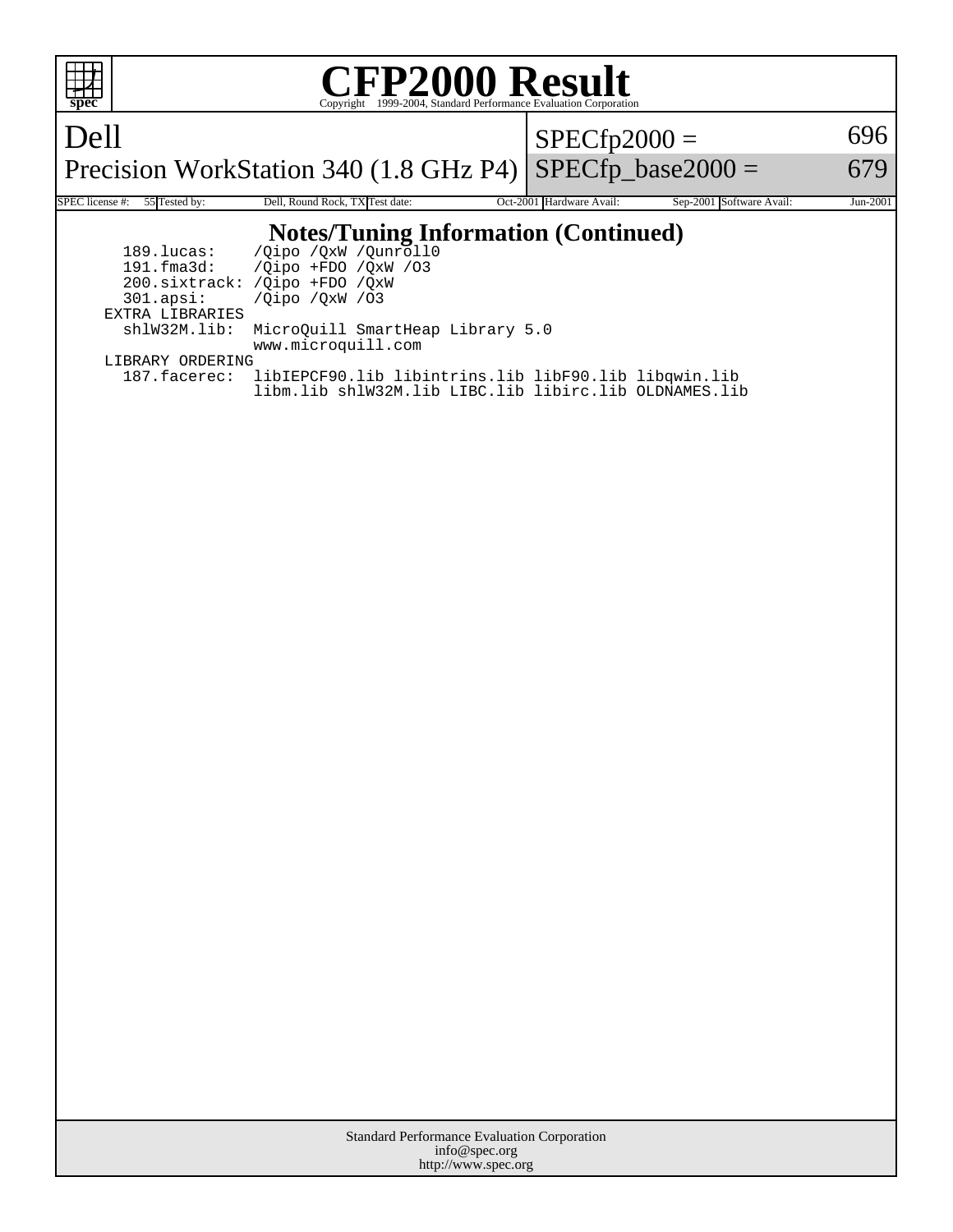# CFP2000 Result

Copyright 1999-2004, Standard Performance Evaluation Corporation

| | | | |
|---|---|---|---|
| Dell | | SPECfp2000 = | 696 |
| Precision WorkStation 340 (1.8 GHz P4) | | SPECfp_base2000 = | 679 |

SPEC license #: 55 Tested by: Dell, Round Rock, TX Test date: Oct-2001 Hardware Avail: Sep-2001 Software Avail: Jun-2001

## Notes/Tuning Information (Continued)

```
  189.lucas:    /Qipo /QxW /Qunroll0
  191.fma3d:    /Qipo +FDO /QxW /O3
  200.sixtrack: /Qipo +FDO /QxW
  301.apsi:     /Qipo /QxW /O3
EXTRA LIBRARIES
  shlW32M.lib:  MicroQuill SmartHeap Library 5.0
                www.microquill.com
LIBRARY ORDERING
  187.facerec:  libIEPCF90.lib libintrins.lib libF90.lib libqwin.lib
                libm.lib shlW32M.lib LIBC.lib libirc.lib OLDNAMES.lib
```

Standard Performance Evaluation Corporation
info@spec.org
http://www.spec.org